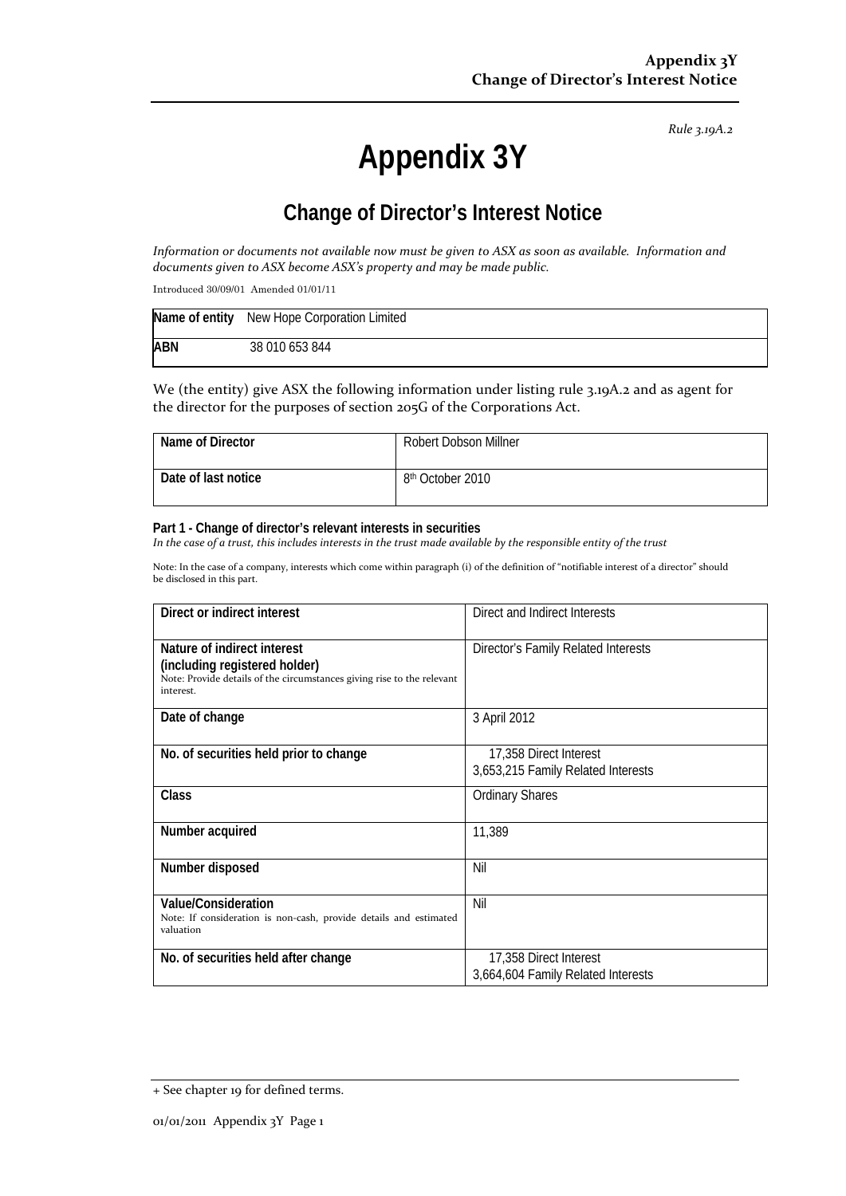*Rule 3.19A.2*

# Appendix 3Y

## Change of Director's Interest Notice

*Information or documents not available now must be given to ASX as soon as available. Information and documents given to ASX become ASX's property and may be made public.*

Introduced 30/09/01 Amended 01/01/11

| Name of entity | New Hope Corporation Limited |
|---|---|
| ABN | 38 010 653 844 |

We (the entity) give ASX the following information under listing rule 3.19A.2 and as agent for the director for the purposes of section 205G of the Corporations Act.

| Name of Director | Robert Dobson Millner |
|---|---|
| Date of last notice | 8th October 2010 |

**Part 1 - Change of director's relevant interests in securities**

*In the case of a trust, this includes interests in the trust made available by the responsible entity of the trust*

Note: In the case of a company, interests which come within paragraph (i) of the definition of "notifiable interest of a director" should be disclosed in this part.

| Direct or indirect interest | Direct and Indirect Interests |
|---|---|
| **Nature of indirect interest (including registered holder)**<br>Note: Provide details of the circumstances giving rise to the relevant interest. | Director's Family Related Interests |
| **Date of change** | 3 April 2012 |
| **No. of securities held prior to change** | 17,358 Direct Interest<br>3,653,215 Family Related Interests |
| **Class** | Ordinary Shares |
| **Number acquired** | 11,389 |
| **Number disposed** | Nil |
| **Value/Consideration**<br>Note: If consideration is non-cash, provide details and estimated valuation | Nil |
| **No. of securities held after change** | 17,358 Direct Interest<br>3,664,604 Family Related Interests |

+ See chapter 19 for defined terms.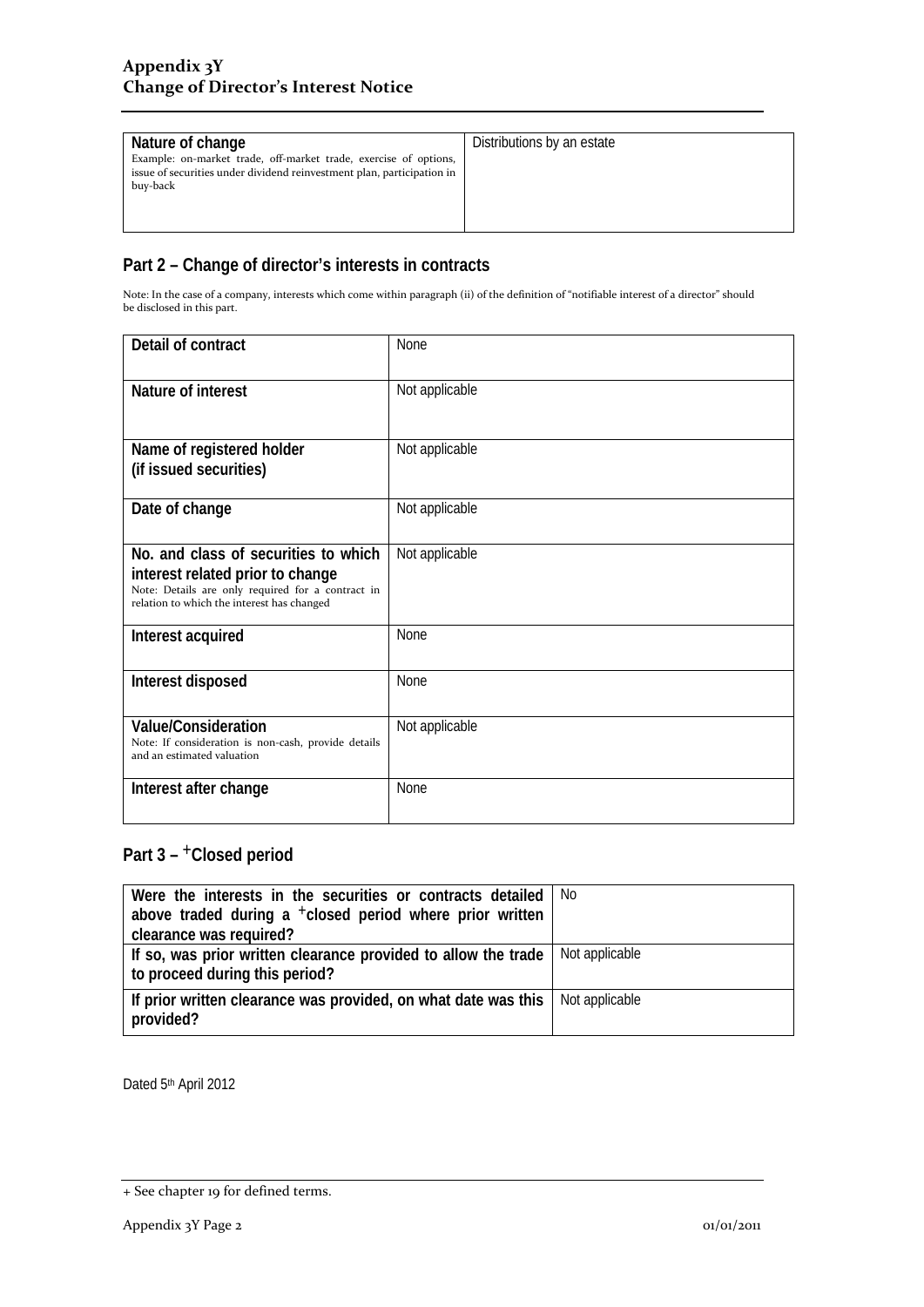| | |
|---|---|
| **Nature of change**<br>Example: on-market trade, off-market trade, exercise of options, issue of securities under dividend reinvestment plan, participation in buy-back | Distributions by an estate |

## Part 2 – Change of director's interests in contracts

Note: In the case of a company, interests which come within paragraph (ii) of the definition of "notifiable interest of a director" should be disclosed in this part.

| | |
|---|---|
| **Detail of contract** | None |
| **Nature of interest** | Not applicable |
| **Name of registered holder (if issued securities)** | Not applicable |
| **Date of change** | Not applicable |
| **No. and class of securities to which interest related prior to change**<br>Note: Details are only required for a contract in relation to which the interest has changed | Not applicable |
| **Interest acquired** | None |
| **Interest disposed** | None |
| **Value/Consideration**<br>Note: If consideration is non-cash, provide details and an estimated valuation | Not applicable |
| **Interest after change** | None |

## Part 3 – +Closed period

| | |
|---|---|
| **Were the interests in the securities or contracts detailed above traded during a +closed period where prior written clearance was required?** | No |
| **If so, was prior written clearance provided to allow the trade to proceed during this period?** | Not applicable |
| **If prior written clearance was provided, on what date was this provided?** | Not applicable |

Dated 5th April 2012

+ See chapter 19 for defined terms.